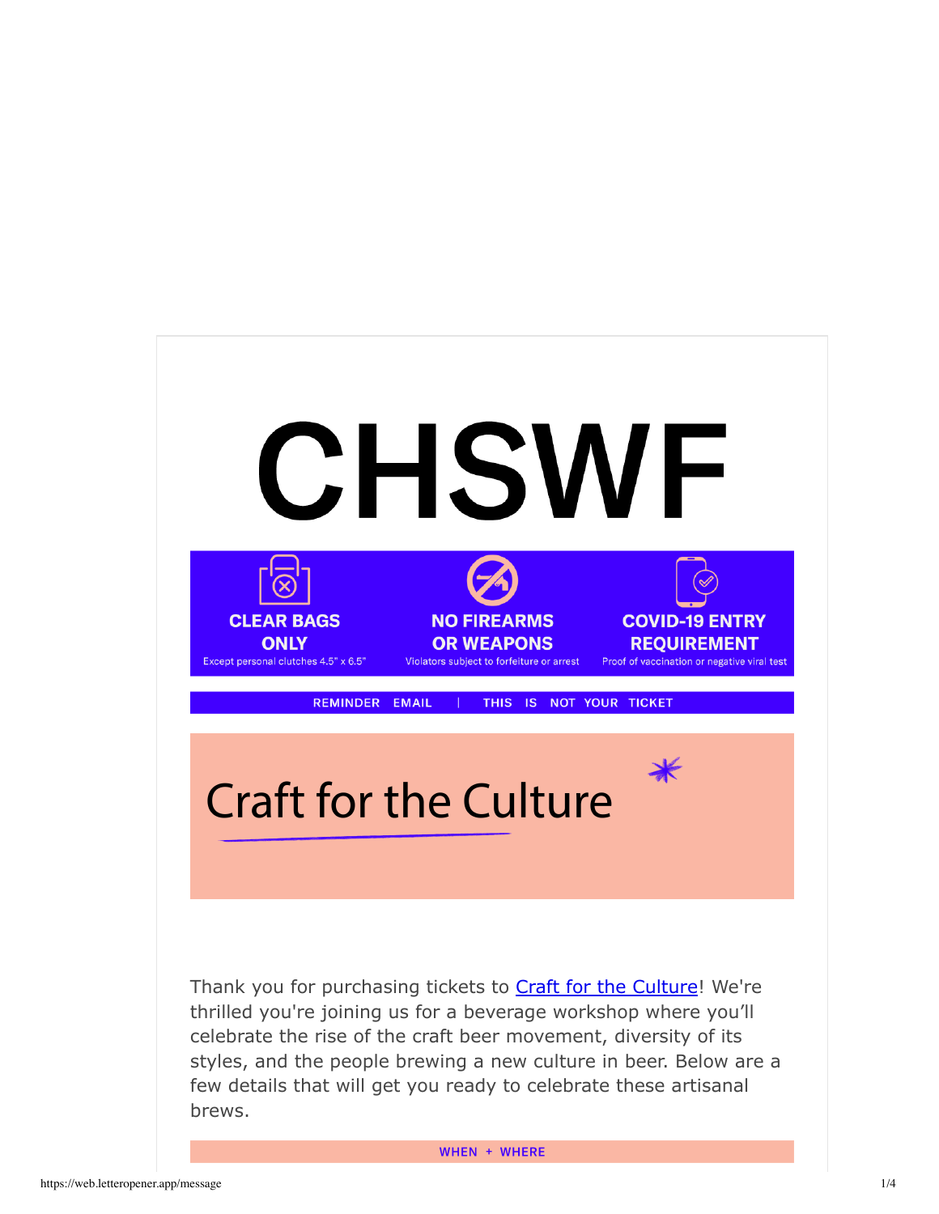# CHSWF

**CLEAR BAGS ONLY**
Except personal clutches 4.5" x 6.5"

**NO FIREARMS OR WEAPONS**
Violators subject to forfeiture or arrest

**COVID-19 ENTRY REQUIREMENT**
Proof of vaccination or negative viral test

REMINDER EMAIL | THIS IS NOT YOUR TICKET

## Craft for the Culture

Thank you for purchasing tickets to Craft for the Culture! We're thrilled you're joining us for a beverage workshop where you'll celebrate the rise of the craft beer movement, diversity of its styles, and the people brewing a new culture in beer. Below are a few details that will get you ready to celebrate these artisanal brews.

WHEN + WHERE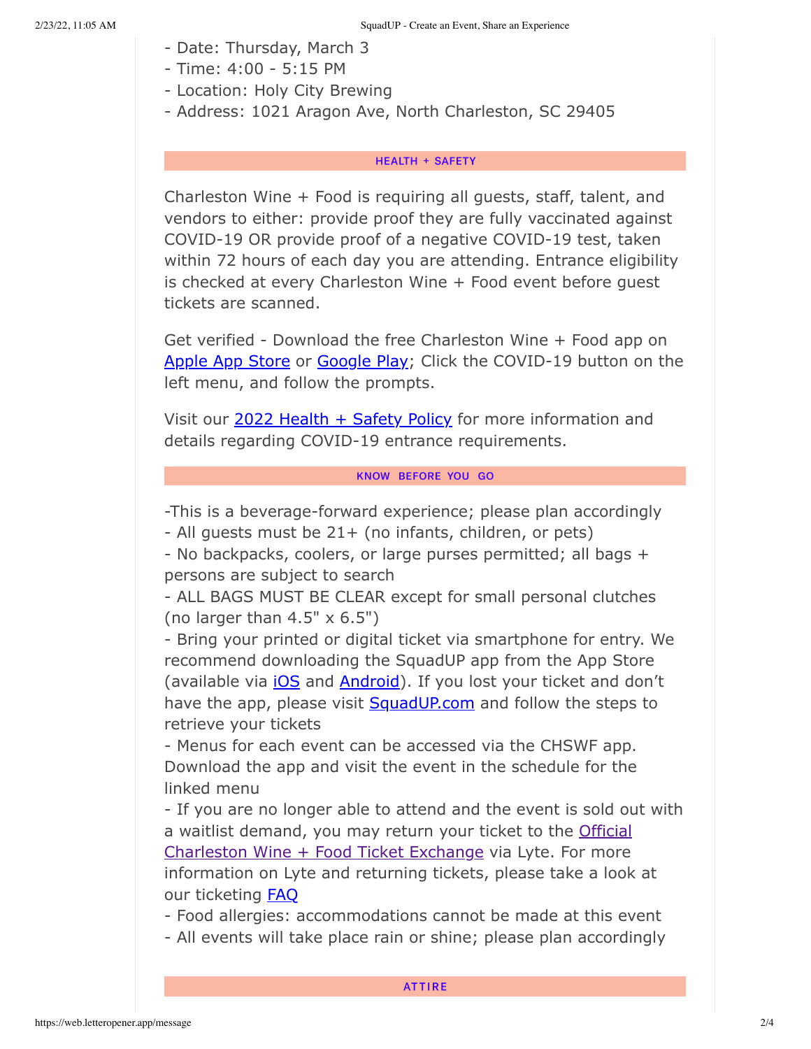- Date: Thursday, March 3
- Time: 4:00 - 5:15 PM
- Location: Holy City Brewing
- Address: 1021 Aragon Ave, North Charleston, SC 29405

## HEALTH + SAFETY

Charleston Wine + Food is requiring all guests, staff, talent, and vendors to either: provide proof they are fully vaccinated against COVID-19 OR provide proof of a negative COVID-19 test, taken within 72 hours of each day you are attending. Entrance eligibility is checked at every Charleston Wine + Food event before guest tickets are scanned.

Get verified - Download the free Charleston Wine + Food app on Apple App Store or Google Play; Click the COVID-19 button on the left menu, and follow the prompts.

Visit our 2022 Health + Safety Policy for more information and details regarding COVID-19 entrance requirements.

## KNOW BEFORE YOU GO

-This is a beverage-forward experience; please plan accordingly
- All guests must be 21+ (no infants, children, or pets)
- No backpacks, coolers, or large purses permitted; all bags + persons are subject to search
- ALL BAGS MUST BE CLEAR except for small personal clutches (no larger than 4.5" x 6.5")
- Bring your printed or digital ticket via smartphone for entry. We recommend downloading the SquadUP app from the App Store (available via iOS and Android). If you lost your ticket and don't have the app, please visit SquadUP.com and follow the steps to retrieve your tickets
- Menus for each event can be accessed via the CHSWF app. Download the app and visit the event in the schedule for the linked menu
- If you are no longer able to attend and the event is sold out with a waitlist demand, you may return your ticket to the Official Charleston Wine + Food Ticket Exchange via Lyte. For more information on Lyte and returning tickets, please take a look at our ticketing FAQ
- Food allergies: accommodations cannot be made at this event
- All events will take place rain or shine; please plan accordingly

## ATTIRE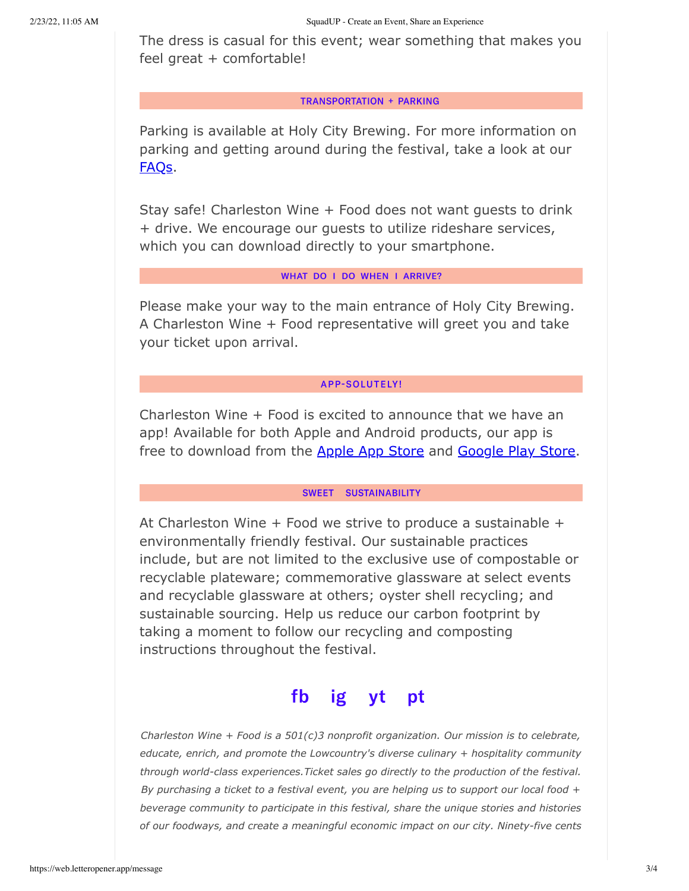The dress is casual for this event; wear something that makes you feel great + comfortable!

## TRANSPORTATION + PARKING

Parking is available at Holy City Brewing. For more information on parking and getting around during the festival, take a look at our FAQs.

Stay safe! Charleston Wine + Food does not want guests to drink + drive. We encourage our guests to utilize rideshare services, which you can download directly to your smartphone.

## WHAT DO I DO WHEN I ARRIVE?

Please make your way to the main entrance of Holy City Brewing. A Charleston Wine + Food representative will greet you and take your ticket upon arrival.

## APP-SOLUTELY!

Charleston Wine + Food is excited to announce that we have an app! Available for both Apple and Android products, our app is free to download from the Apple App Store and Google Play Store.

## SWEET SUSTAINABILITY

At Charleston Wine + Food we strive to produce a sustainable + environmentally friendly festival. Our sustainable practices include, but are not limited to the exclusive use of compostable or recyclable plateware; commemorative glassware at select events and recyclable glassware at others; oyster shell recycling; and sustainable sourcing. Help us reduce our carbon footprint by taking a moment to follow our recycling and composting instructions throughout the festival.

**fb ig yt pt**

*Charleston Wine + Food is a 501(c)3 nonprofit organization. Our mission is to celebrate, educate, enrich, and promote the Lowcountry's diverse culinary + hospitality community through world-class experiences.Ticket sales go directly to the production of the festival. By purchasing a ticket to a festival event, you are helping us to support our local food + beverage community to participate in this festival, share the unique stories and histories of our foodways, and create a meaningful economic impact on our city. Ninety-five cents*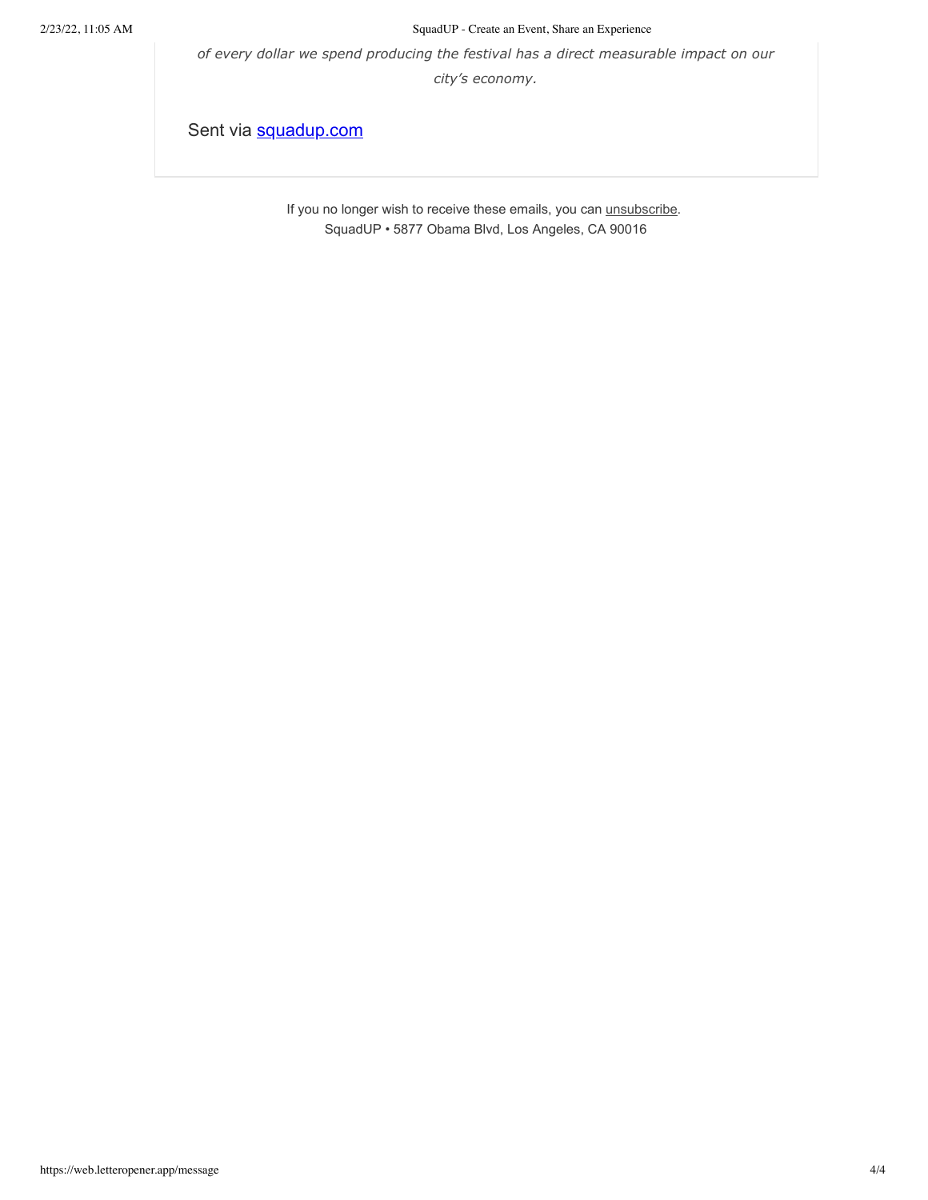*of every dollar we spend producing the festival has a direct measurable impact on our city's economy.*

Sent via [squadup.com](squadup.com)

If you no longer wish to receive these emails, you can unsubscribe.
SquadUP • 5877 Obama Blvd, Los Angeles, CA 90016